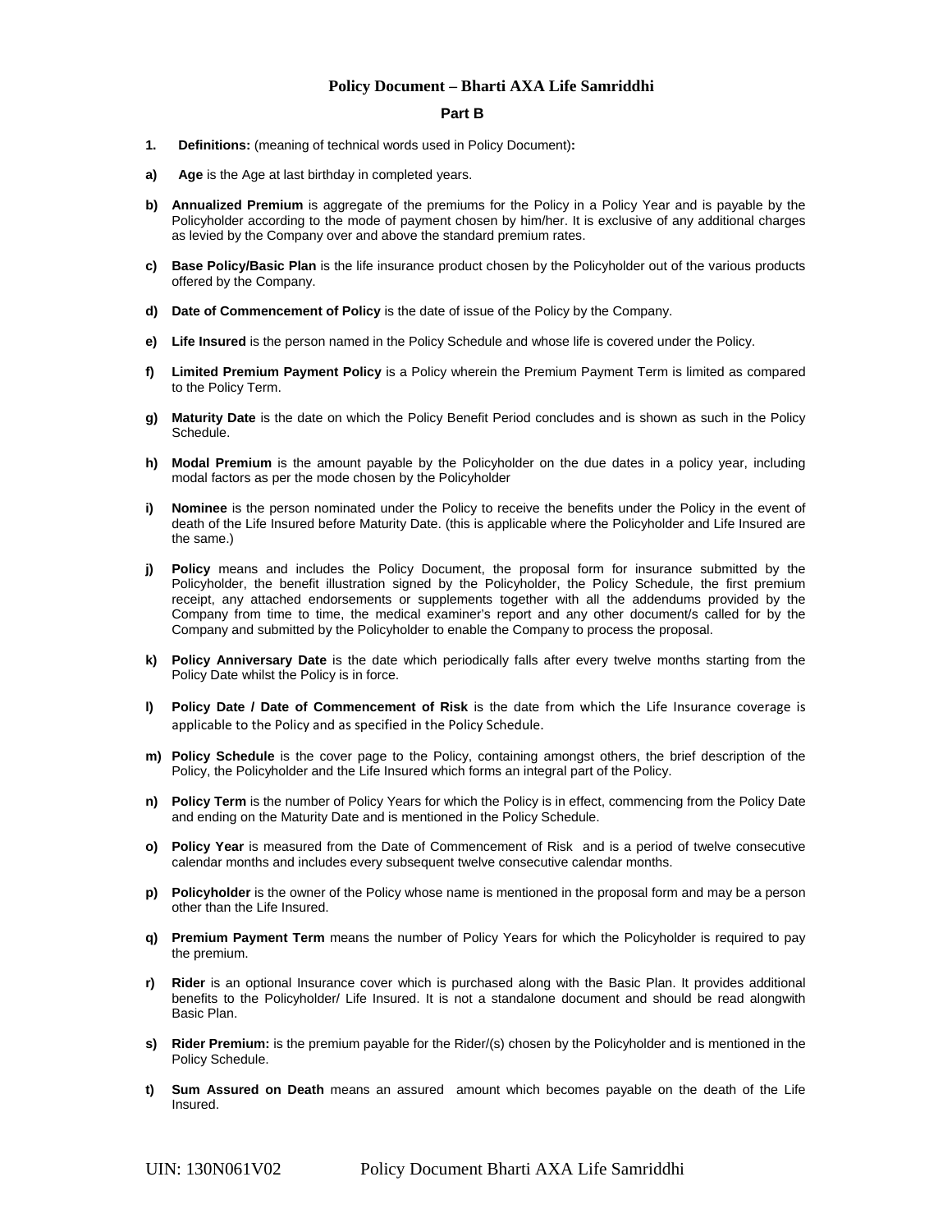# Policy Document – Bharti AXA Life Samriddhi

## Part B

**1. Definitions:** (meaning of technical words used in Policy Document)**:**

**a) Age** is the Age at last birthday in completed years.

**b) Annualized Premium** is aggregate of the premiums for the Policy in a Policy Year and is payable by the Policyholder according to the mode of payment chosen by him/her. It is exclusive of any additional charges as levied by the Company over and above the standard premium rates.

**c) Base Policy/Basic Plan** is the life insurance product chosen by the Policyholder out of the various products offered by the Company.

**d) Date of Commencement of Policy** is the date of issue of the Policy by the Company.

**e) Life Insured** is the person named in the Policy Schedule and whose life is covered under the Policy.

**f) Limited Premium Payment Policy** is a Policy wherein the Premium Payment Term is limited as compared to the Policy Term.

**g) Maturity Date** is the date on which the Policy Benefit Period concludes and is shown as such in the Policy Schedule.

**h) Modal Premium** is the amount payable by the Policyholder on the due dates in a policy year, including modal factors as per the mode chosen by the Policyholder

**i) Nominee** is the person nominated under the Policy to receive the benefits under the Policy in the event of death of the Life Insured before Maturity Date. (this is applicable where the Policyholder and Life Insured are the same.)

**j) Policy** means and includes the Policy Document, the proposal form for insurance submitted by the Policyholder, the benefit illustration signed by the Policyholder, the Policy Schedule, the first premium receipt, any attached endorsements or supplements together with all the addendums provided by the Company from time to time, the medical examiner's report and any other document/s called for by the Company and submitted by the Policyholder to enable the Company to process the proposal.

**k) Policy Anniversary Date** is the date which periodically falls after every twelve months starting from the Policy Date whilst the Policy is in force.

**l) Policy Date / Date of Commencement of Risk** is the date from which the Life Insurance coverage is applicable to the Policy and as specified in the Policy Schedule.

**m) Policy Schedule** is the cover page to the Policy, containing amongst others, the brief description of the Policy, the Policyholder and the Life Insured which forms an integral part of the Policy.

**n) Policy Term** is the number of Policy Years for which the Policy is in effect, commencing from the Policy Date and ending on the Maturity Date and is mentioned in the Policy Schedule.

**o) Policy Year** is measured from the Date of Commencement of Risk and is a period of twelve consecutive calendar months and includes every subsequent twelve consecutive calendar months.

**p) Policyholder** is the owner of the Policy whose name is mentioned in the proposal form and may be a person other than the Life Insured.

**q) Premium Payment Term** means the number of Policy Years for which the Policyholder is required to pay the premium.

**r) Rider** is an optional Insurance cover which is purchased along with the Basic Plan. It provides additional benefits to the Policyholder/ Life Insured. It is not a standalone document and should be read alongwith Basic Plan.

**s) Rider Premium:** is the premium payable for the Rider/(s) chosen by the Policyholder and is mentioned in the Policy Schedule.

**t) Sum Assured on Death** means an assured amount which becomes payable on the death of the Life Insured.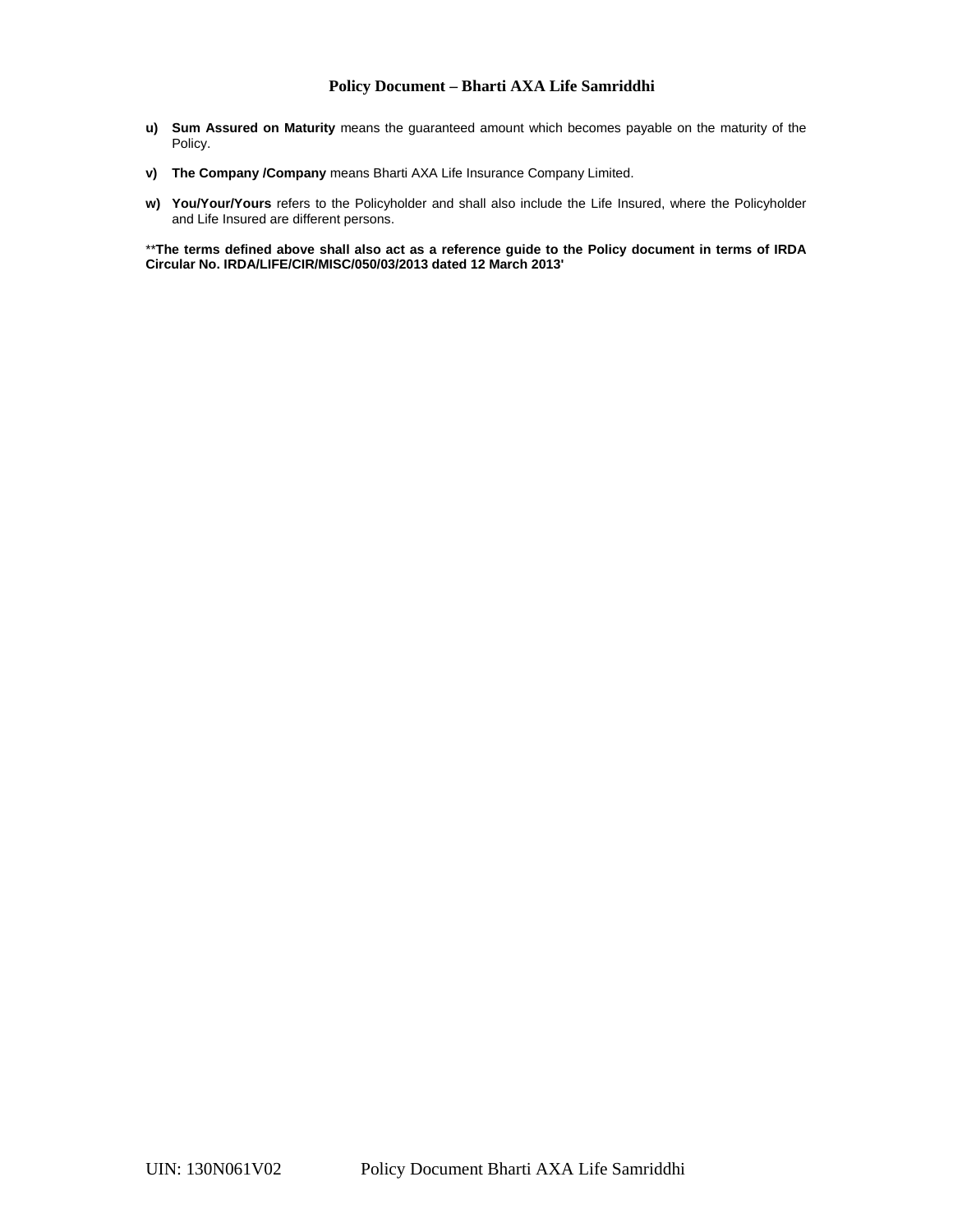u) **Sum Assured on Maturity** means the guaranteed amount which becomes payable on the maturity of the Policy.

v) **The Company /Company** means Bharti AXA Life Insurance Company Limited.

w) **You/Your/Yours** refers to the Policyholder and shall also include the Life Insured, where the Policyholder and Life Insured are different persons.

**\*\*The terms defined above shall also act as a reference guide to the Policy document in terms of IRDA Circular No. IRDA/LIFE/CIR/MISC/050/03/2013 dated 12 March 2013'**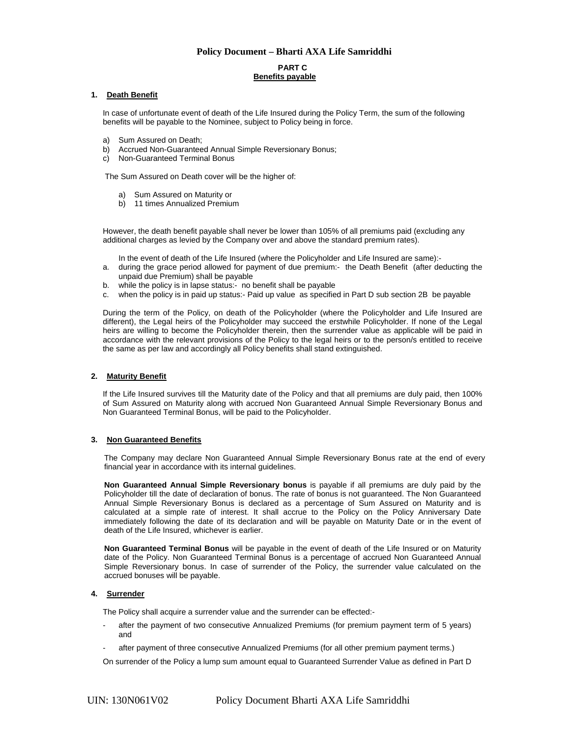## Policy Document – Bharti AXA Life Samriddhi

### PART C
### Benefits payable

### 1. Death Benefit

In case of unfortunate event of death of the Life Insured during the Policy Term, the sum of the following benefits will be payable to the Nominee, subject to Policy being in force.

a) Sum Assured on Death;
b) Accrued Non-Guaranteed Annual Simple Reversionary Bonus;
c) Non-Guaranteed Terminal Bonus

The Sum Assured on Death cover will be the higher of:

a) Sum Assured on Maturity or
b) 11 times Annualized Premium

However, the death benefit payable shall never be lower than 105% of all premiums paid (excluding any additional charges as levied by the Company over and above the standard premium rates).

In the event of death of the Life Insured (where the Policyholder and Life Insured are same):-

a. during the grace period allowed for payment of due premium:- the Death Benefit (after deducting the unpaid due Premium) shall be payable
b. while the policy is in lapse status:- no benefit shall be payable
c. when the policy is in paid up status:- Paid up value as specified in Part D sub section 2B be payable

During the term of the Policy, on death of the Policyholder (where the Policyholder and Life Insured are different), the Legal heirs of the Policyholder may succeed the erstwhile Policyholder. If none of the Legal heirs are willing to become the Policyholder therein, then the surrender value as applicable will be paid in accordance with the relevant provisions of the Policy to the legal heirs or to the person/s entitled to receive the same as per law and accordingly all Policy benefits shall stand extinguished.

### 2. Maturity Benefit

If the Life Insured survives till the Maturity date of the Policy and that all premiums are duly paid, then 100% of Sum Assured on Maturity along with accrued Non Guaranteed Annual Simple Reversionary Bonus and Non Guaranteed Terminal Bonus, will be paid to the Policyholder.

### 3. Non Guaranteed Benefits

The Company may declare Non Guaranteed Annual Simple Reversionary Bonus rate at the end of every financial year in accordance with its internal guidelines.

**Non Guaranteed Annual Simple Reversionary bonus** is payable if all premiums are duly paid by the Policyholder till the date of declaration of bonus. The rate of bonus is not guaranteed. The Non Guaranteed Annual Simple Reversionary Bonus is declared as a percentage of Sum Assured on Maturity and is calculated at a simple rate of interest. It shall accrue to the Policy on the Policy Anniversary Date immediately following the date of its declaration and will be payable on Maturity Date or in the event of death of the Life Insured, whichever is earlier.

**Non Guaranteed Terminal Bonus** will be payable in the event of death of the Life Insured or on Maturity date of the Policy. Non Guaranteed Terminal Bonus is a percentage of accrued Non Guaranteed Annual Simple Reversionary bonus. In case of surrender of the Policy, the surrender value calculated on the accrued bonuses will be payable.

### 4. Surrender

The Policy shall acquire a surrender value and the surrender can be effected:-

- after the payment of two consecutive Annualized Premiums (for premium payment term of 5 years) and
- after payment of three consecutive Annualized Premiums (for all other premium payment terms.)

On surrender of the Policy a lump sum amount equal to Guaranteed Surrender Value as defined in Part D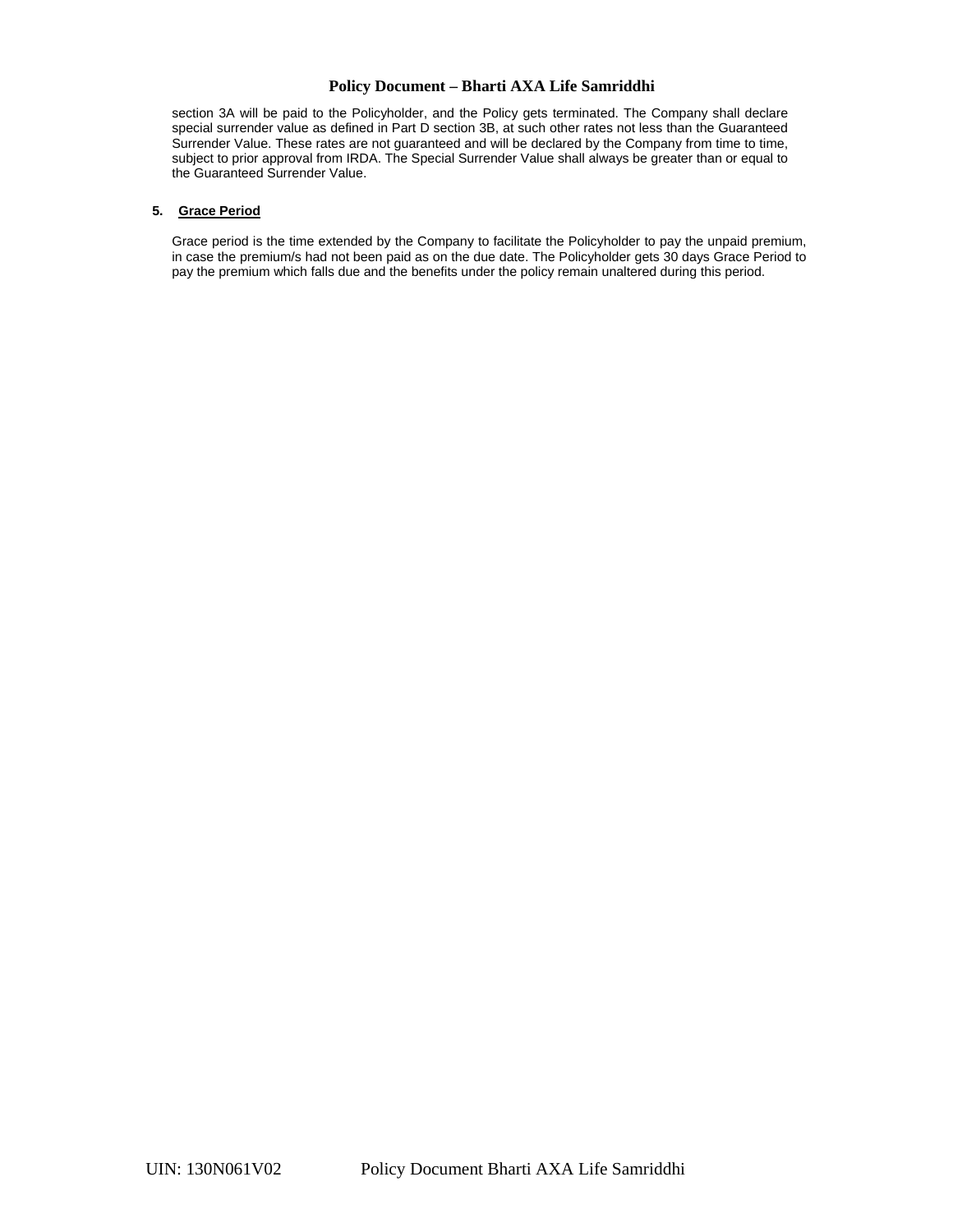section 3A will be paid to the Policyholder, and the Policy gets terminated. The Company shall declare special surrender value as defined in Part D section 3B, at such other rates not less than the Guaranteed Surrender Value. These rates are not guaranteed and will be declared by the Company from time to time, subject to prior approval from IRDA. The Special Surrender Value shall always be greater than or equal to the Guaranteed Surrender Value.

**5. Grace Period**

Grace period is the time extended by the Company to facilitate the Policyholder to pay the unpaid premium, in case the premium/s had not been paid as on the due date. The Policyholder gets 30 days Grace Period to pay the premium which falls due and the benefits under the policy remain unaltered during this period.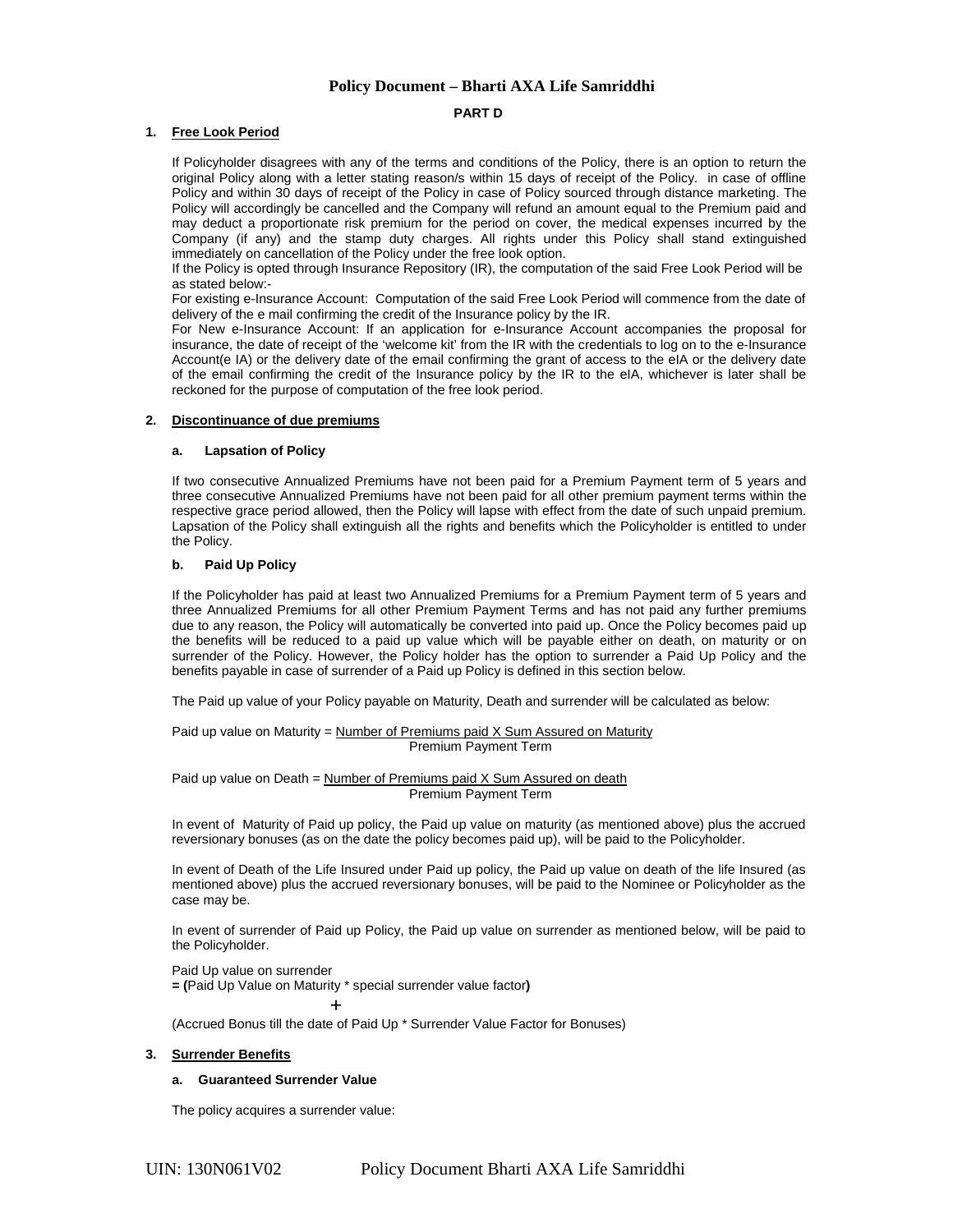# Policy Document – Bharti AXA Life Samriddhi

**PART D**

## 1. Free Look Period

If Policyholder disagrees with any of the terms and conditions of the Policy, there is an option to return the original Policy along with a letter stating reason/s within 15 days of receipt of the Policy. in case of offline Policy and within 30 days of receipt of the Policy in case of Policy sourced through distance marketing. The Policy will accordingly be cancelled and the Company will refund an amount equal to the Premium paid and may deduct a proportionate risk premium for the period on cover, the medical expenses incurred by the Company (if any) and the stamp duty charges. All rights under this Policy shall stand extinguished immediately on cancellation of the Policy under the free look option.

If the Policy is opted through Insurance Repository (IR), the computation of the said Free Look Period will be as stated below:-

For existing e-Insurance Account: Computation of the said Free Look Period will commence from the date of delivery of the e mail confirming the credit of the Insurance policy by the IR.

For New e-Insurance Account: If an application for e-Insurance Account accompanies the proposal for insurance, the date of receipt of the 'welcome kit' from the IR with the credentials to log on to the e-Insurance Account(e IA) or the delivery date of the email confirming the grant of access to the eIA or the delivery date of the email confirming the credit of the Insurance policy by the IR to the eIA, whichever is later shall be reckoned for the purpose of computation of the free look period.

## 2. Discontinuance of due premiums

### a. Lapsation of Policy

If two consecutive Annualized Premiums have not been paid for a Premium Payment term of 5 years and three consecutive Annualized Premiums have not been paid for all other premium payment terms within the respective grace period allowed, then the Policy will lapse with effect from the date of such unpaid premium. Lapsation of the Policy shall extinguish all the rights and benefits which the Policyholder is entitled to under the Policy.

### b. Paid Up Policy

If the Policyholder has paid at least two Annualized Premiums for a Premium Payment term of 5 years and three Annualized Premiums for all other Premium Payment Terms and has not paid any further premiums due to any reason, the Policy will automatically be converted into paid up. Once the Policy becomes paid up the benefits will be reduced to a paid up value which will be payable either on death, on maturity or on surrender of the Policy. However, the Policy holder has the option to surrender a Paid Up Policy and the benefits payable in case of surrender of a Paid up Policy is defined in this section below.

The Paid up value of your Policy payable on Maturity, Death and surrender will be calculated as below:

$$\text{Paid up value on Maturity} = \frac{\text{Number of Premiums paid X Sum Assured on Maturity}}{\text{Premium Payment Term}}$$

$$\text{Paid up value on Death} = \frac{\text{Number of Premiums paid X Sum Assured on death}}{\text{Premium Payment Term}}$$

In event of Maturity of Paid up policy, the Paid up value on maturity (as mentioned above) plus the accrued reversionary bonuses (as on the date the policy becomes paid up), will be paid to the Policyholder.

In event of Death of the Life Insured under Paid up policy, the Paid up value on death of the life Insured (as mentioned above) plus the accrued reversionary bonuses, will be paid to the Nominee or Policyholder as the case may be.

In event of surrender of Paid up Policy, the Paid up value on surrender as mentioned below, will be paid to the Policyholder.

Paid Up value on surrender
**= (**Paid Up Value on Maturity * special surrender value factor**)**
+
(Accrued Bonus till the date of Paid Up * Surrender Value Factor for Bonuses)

## 3. Surrender Benefits

### a. Guaranteed Surrender Value

The policy acquires a surrender value: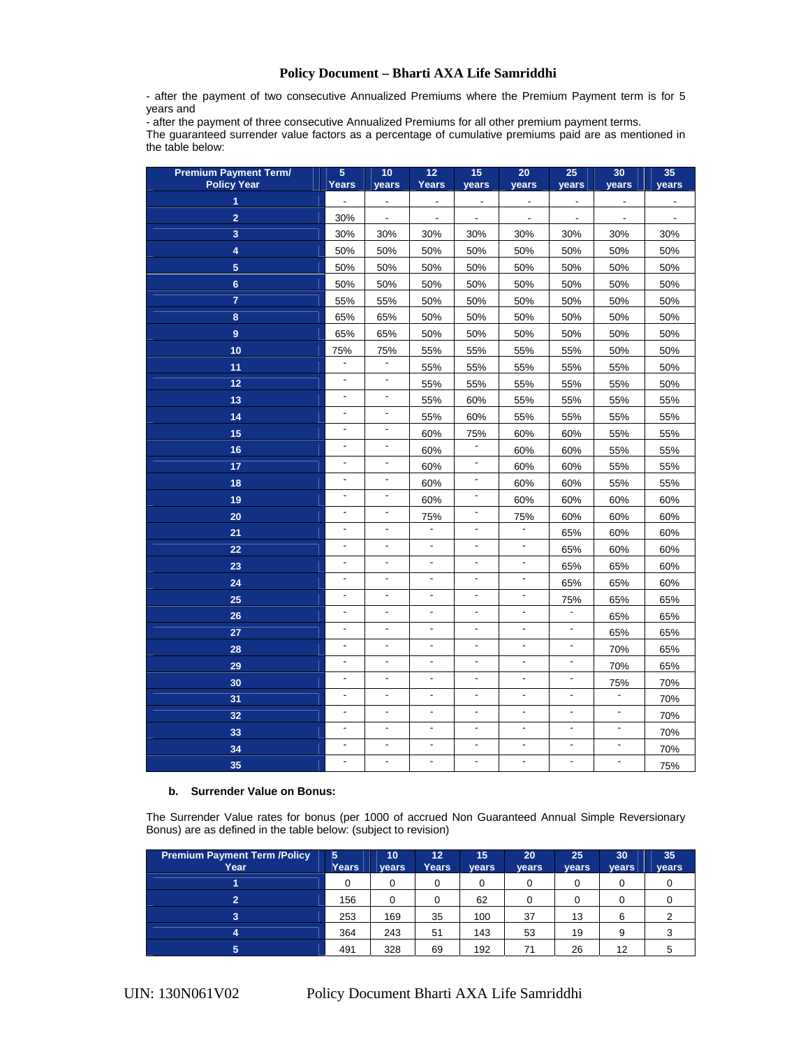- after the payment of two consecutive Annualized Premiums where the Premium Payment term is for 5 years and

- after the payment of three consecutive Annualized Premiums for all other premium payment terms.

The guaranteed surrender value factors as a percentage of cumulative premiums paid are as mentioned in the table below:

| Premium Payment Term/ Policy Year | 5 Years | 10 years | 12 Years | 15 years | 20 years | 25 years | 30 years | 35 years |
|---|---|---|---|---|---|---|---|---|
| 1 | - | - | - | - | - | - | - | - |
| 2 | 30% | - | - | - | - | - | - | - |
| 3 | 30% | 30% | 30% | 30% | 30% | 30% | 30% | 30% |
| 4 | 50% | 50% | 50% | 50% | 50% | 50% | 50% | 50% |
| 5 | 50% | 50% | 50% | 50% | 50% | 50% | 50% | 50% |
| 6 | 50% | 50% | 50% | 50% | 50% | 50% | 50% | 50% |
| 7 | 55% | 55% | 50% | 50% | 50% | 50% | 50% | 50% |
| 8 | 65% | 65% | 50% | 50% | 50% | 50% | 50% | 50% |
| 9 | 65% | 65% | 50% | 50% | 50% | 50% | 50% | 50% |
| 10 | 75% | 75% | 55% | 55% | 55% | 55% | 50% | 50% |
| 11 | - | - | 55% | 55% | 55% | 55% | 55% | 50% |
| 12 | - | - | 55% | 55% | 55% | 55% | 55% | 50% |
| 13 | - | - | 55% | 60% | 55% | 55% | 55% | 55% |
| 14 | - | - | 55% | 60% | 55% | 55% | 55% | 55% |
| 15 | - | - | 60% | 75% | 60% | 60% | 55% | 55% |
| 16 | - | - | 60% | - | 60% | 60% | 55% | 55% |
| 17 | - | - | 60% | - | 60% | 60% | 55% | 55% |
| 18 | - | - | 60% | - | 60% | 60% | 55% | 55% |
| 19 | - | - | 60% | - | 60% | 60% | 60% | 60% |
| 20 | - | - | 75% | - | 75% | 60% | 60% | 60% |
| 21 | - | - | - | - | - | 65% | 60% | 60% |
| 22 | - | - | - | - | - | 65% | 60% | 60% |
| 23 | - | - | - | - | - | 65% | 65% | 60% |
| 24 | - | - | - | - | - | 65% | 65% | 60% |
| 25 | - | - | - | - | - | 75% | 65% | 65% |
| 26 | - | - | - | - | - | - | 65% | 65% |
| 27 | - | - | - | - | - | - | 65% | 65% |
| 28 | - | - | - | - | - | - | 70% | 65% |
| 29 | - | - | - | - | - | - | 70% | 65% |
| 30 | - | - | - | - | - | - | 75% | 70% |
| 31 | - | - | - | - | - | - | - | 70% |
| 32 | - | - | - | - | - | - | - | 70% |
| 33 | - | - | - | - | - | - | - | 70% |
| 34 | - | - | - | - | - | - | - | 70% |
| 35 | - | - | - | - | - | - | - | 75% |

**b. Surrender Value on Bonus:**

The Surrender Value rates for bonus (per 1000 of accrued Non Guaranteed Annual Simple Reversionary Bonus) are as defined in the table below: (subject to revision)

| Premium Payment Term /Policy Year | 5 Years | 10 years | 12 Years | 15 years | 20 years | 25 years | 30 years | 35 years |
|---|---|---|---|---|---|---|---|---|
| 1 | 0 | 0 | 0 | 0 | 0 | 0 | 0 | 0 |
| 2 | 156 | 0 | 0 | 62 | 0 | 0 | 0 | 0 |
| 3 | 253 | 169 | 35 | 100 | 37 | 13 | 6 | 2 |
| 4 | 364 | 243 | 51 | 143 | 53 | 19 | 9 | 3 |
| 5 | 491 | 328 | 69 | 192 | 71 | 26 | 12 | 5 |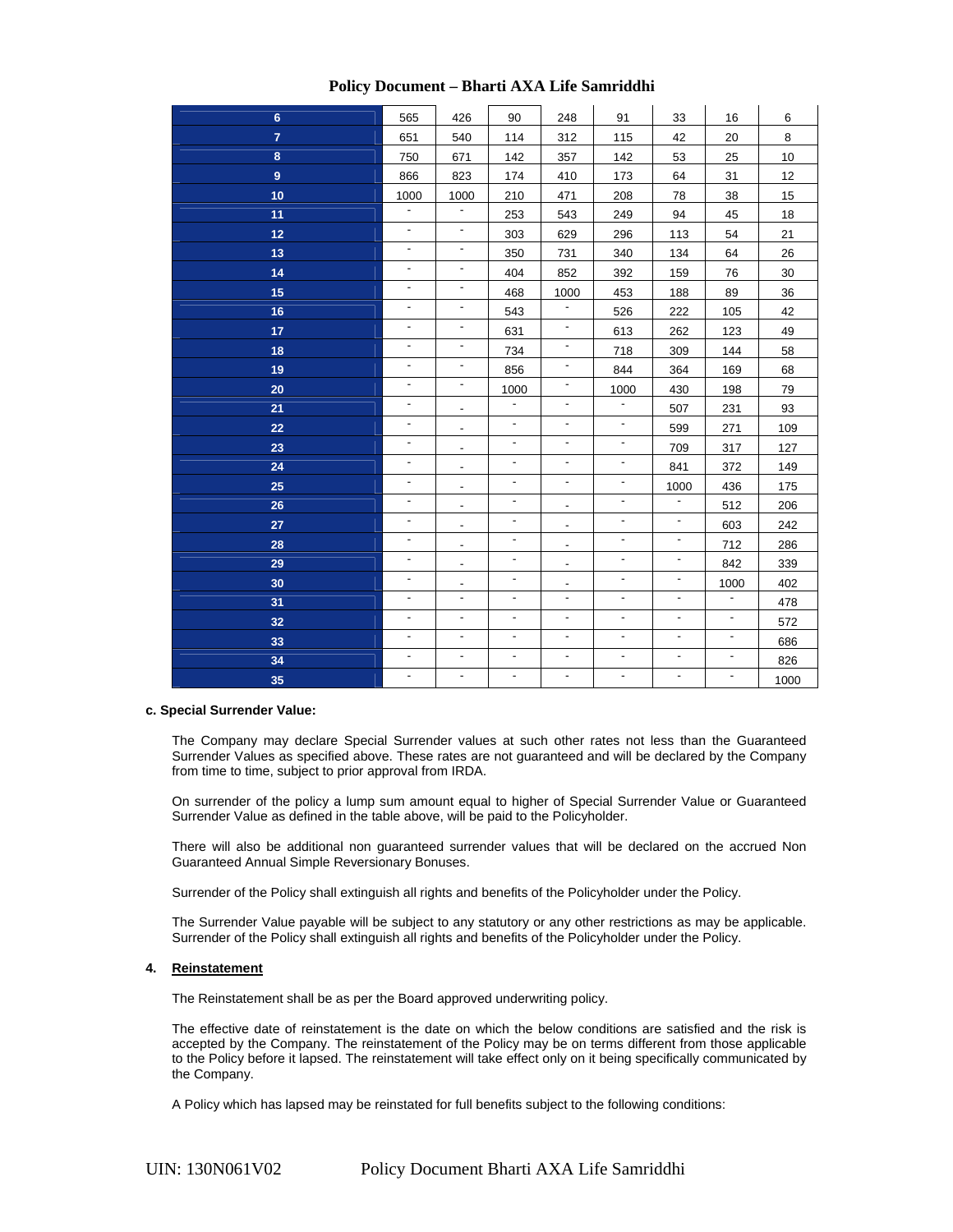| | | | | | | | | |
|---|---|---|---|---|---|---|---|---|
| 6 | 565 | 426 | 90 | 248 | 91 | 33 | 16 | 6 |
| 7 | 651 | 540 | 114 | 312 | 115 | 42 | 20 | 8 |
| 8 | 750 | 671 | 142 | 357 | 142 | 53 | 25 | 10 |
| 9 | 866 | 823 | 174 | 410 | 173 | 64 | 31 | 12 |
| 10 | 1000 | 1000 | 210 | 471 | 208 | 78 | 38 | 15 |
| 11 | - | - | 253 | 543 | 249 | 94 | 45 | 18 |
| 12 | - | - | 303 | 629 | 296 | 113 | 54 | 21 |
| 13 | - | - | 350 | 731 | 340 | 134 | 64 | 26 |
| 14 | - | - | 404 | 852 | 392 | 159 | 76 | 30 |
| 15 | - | - | 468 | 1000 | 453 | 188 | 89 | 36 |
| 16 | - | - | 543 | - | 526 | 222 | 105 | 42 |
| 17 | - | - | 631 | - | 613 | 262 | 123 | 49 |
| 18 | - | - | 734 | - | 718 | 309 | 144 | 58 |
| 19 | - | - | 856 | - | 844 | 364 | 169 | 68 |
| 20 | - | - | 1000 | - | 1000 | 430 | 198 | 79 |
| 21 | - | - | - | - | - | 507 | 231 | 93 |
| 22 | - | - | - | - | - | 599 | 271 | 109 |
| 23 | - | - | - | - | - | 709 | 317 | 127 |
| 24 | - | - | - | - | - | 841 | 372 | 149 |
| 25 | - | - | - | - | - | 1000 | 436 | 175 |
| 26 | - | - | - | - | - | - | 512 | 206 |
| 27 | - | - | - | - | - | - | 603 | 242 |
| 28 | - | - | - | - | - | - | 712 | 286 |
| 29 | - | - | - | - | - | - | 842 | 339 |
| 30 | - | - | - | - | - | - | 1000 | 402 |
| 31 | - | - | - | - | - | - | - | 478 |
| 32 | - | - | - | - | - | - | - | 572 |
| 33 | - | - | - | - | - | - | - | 686 |
| 34 | - | - | - | - | - | - | - | 826 |
| 35 | - | - | - | - | - | - | - | 1000 |

**c. Special Surrender Value:**

The Company may declare Special Surrender values at such other rates not less than the Guaranteed Surrender Values as specified above. These rates are not guaranteed and will be declared by the Company from time to time, subject to prior approval from IRDA.

On surrender of the policy a lump sum amount equal to higher of Special Surrender Value or Guaranteed Surrender Value as defined in the table above, will be paid to the Policyholder.

There will also be additional non guaranteed surrender values that will be declared on the accrued Non Guaranteed Annual Simple Reversionary Bonuses.

Surrender of the Policy shall extinguish all rights and benefits of the Policyholder under the Policy.

The Surrender Value payable will be subject to any statutory or any other restrictions as may be applicable. Surrender of the Policy shall extinguish all rights and benefits of the Policyholder under the Policy.

## 4. Reinstatement

The Reinstatement shall be as per the Board approved underwriting policy.

The effective date of reinstatement is the date on which the below conditions are satisfied and the risk is accepted by the Company. The reinstatement of the Policy may be on terms different from those applicable to the Policy before it lapsed. The reinstatement will take effect only on it being specifically communicated by the Company.

A Policy which has lapsed may be reinstated for full benefits subject to the following conditions: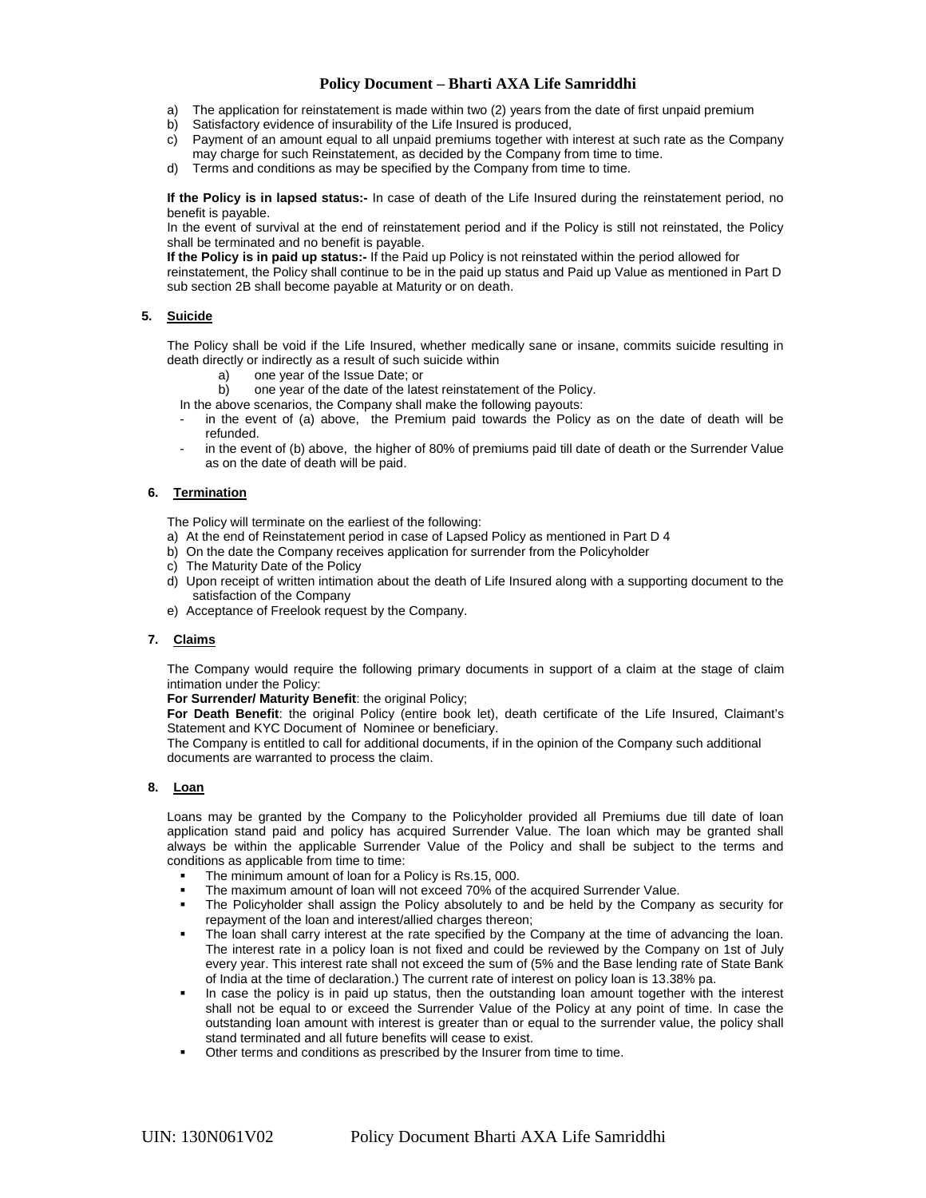a) The application for reinstatement is made within two (2) years from the date of first unpaid premium
b) Satisfactory evidence of insurability of the Life Insured is produced,
c) Payment of an amount equal to all unpaid premiums together with interest at such rate as the Company may charge for such Reinstatement, as decided by the Company from time to time.
d) Terms and conditions as may be specified by the Company from time to time.

**If the Policy is in lapsed status:-** In case of death of the Life Insured during the reinstatement period, no benefit is payable.

In the event of survival at the end of reinstatement period and if the Policy is still not reinstated, the Policy shall be terminated and no benefit is payable.

**If the Policy is in paid up status:-** If the Paid up Policy is not reinstated within the period allowed for reinstatement, the Policy shall continue to be in the paid up status and Paid up Value as mentioned in Part D sub section 2B shall become payable at Maturity or on death.

## 5. Suicide

The Policy shall be void if the Life Insured, whether medically sane or insane, commits suicide resulting in death directly or indirectly as a result of such suicide within

a) one year of the Issue Date; or
b) one year of the date of the latest reinstatement of the Policy.

In the above scenarios, the Company shall make the following payouts:

- in the event of (a) above, the Premium paid towards the Policy as on the date of death will be refunded.
- in the event of (b) above, the higher of 80% of premiums paid till date of death or the Surrender Value as on the date of death will be paid.

## 6. Termination

The Policy will terminate on the earliest of the following:

a) At the end of Reinstatement period in case of Lapsed Policy as mentioned in Part D 4
b) On the date the Company receives application for surrender from the Policyholder
c) The Maturity Date of the Policy
d) Upon receipt of written intimation about the death of Life Insured along with a supporting document to the satisfaction of the Company
e) Acceptance of Freelook request by the Company.

## 7. Claims

The Company would require the following primary documents in support of a claim at the stage of claim intimation under the Policy:

**For Surrender/ Maturity Benefit**: the original Policy;

**For Death Benefit**: the original Policy (entire book let), death certificate of the Life Insured, Claimant's Statement and KYC Document of Nominee or beneficiary.

The Company is entitled to call for additional documents, if in the opinion of the Company such additional documents are warranted to process the claim.

## 8. Loan

Loans may be granted by the Company to the Policyholder provided all Premiums due till date of loan application stand paid and policy has acquired Surrender Value. The loan which may be granted shall always be within the applicable Surrender Value of the Policy and shall be subject to the terms and conditions as applicable from time to time:

- The minimum amount of loan for a Policy is Rs.15, 000.
- The maximum amount of loan will not exceed 70% of the acquired Surrender Value.
- The Policyholder shall assign the Policy absolutely to and be held by the Company as security for repayment of the loan and interest/allied charges thereon;
- The loan shall carry interest at the rate specified by the Company at the time of advancing the loan. The interest rate in a policy loan is not fixed and could be reviewed by the Company on 1st of July every year. This interest rate shall not exceed the sum of (5% and the Base lending rate of State Bank of India at the time of declaration.) The current rate of interest on policy loan is 13.38% pa.
- In case the policy is in paid up status, then the outstanding loan amount together with the interest shall not be equal to or exceed the Surrender Value of the Policy at any point of time. In case the outstanding loan amount with interest is greater than or equal to the surrender value, the policy shall stand terminated and all future benefits will cease to exist.
- Other terms and conditions as prescribed by the Insurer from time to time.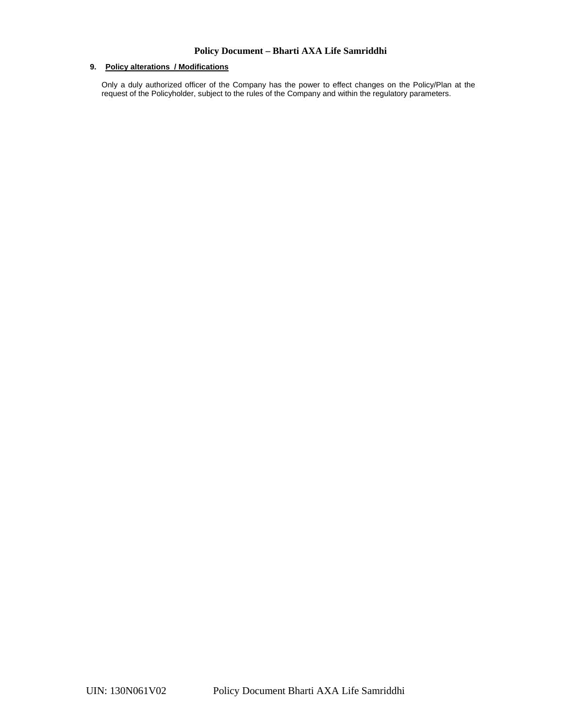## 9. Policy alterations / Modifications

Only a duly authorized officer of the Company has the power to effect changes on the Policy/Plan at the request of the Policyholder, subject to the rules of the Company and within the regulatory parameters.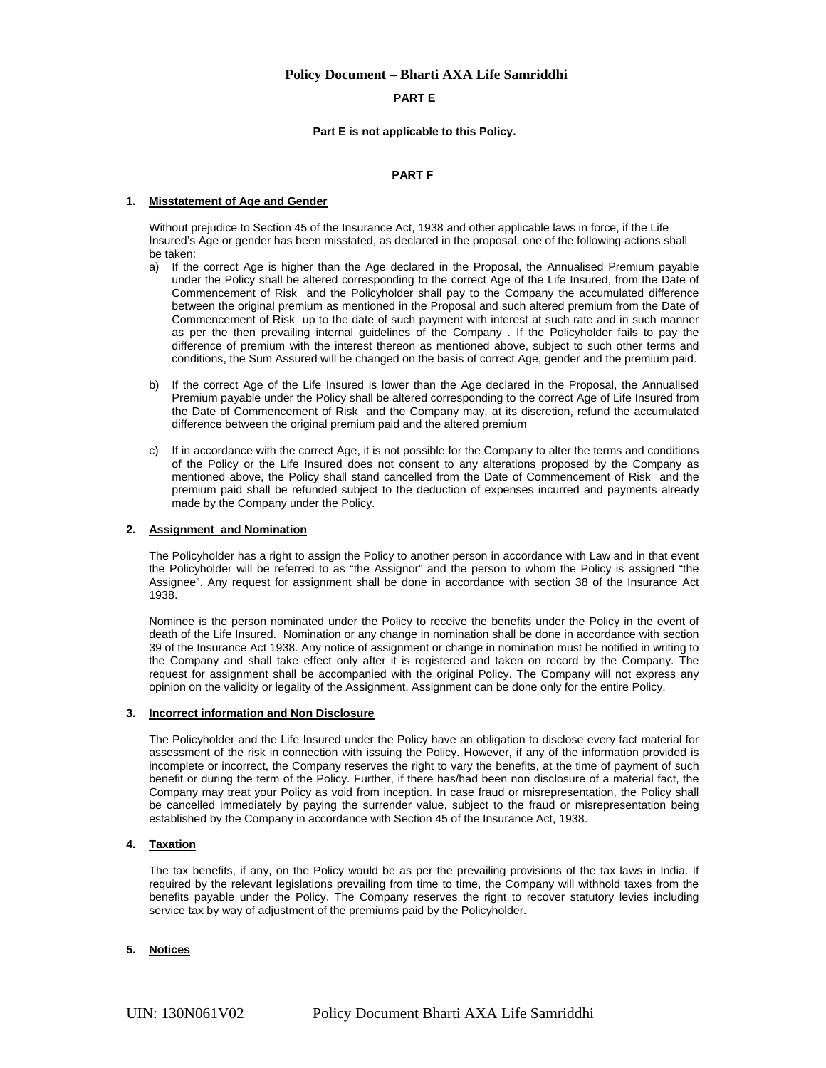## PART E

**Part E is not applicable to this Policy.**

## PART F

### 1. Misstatement of Age and Gender

Without prejudice to Section 45 of the Insurance Act, 1938 and other applicable laws in force, if the Life Insured's Age or gender has been misstated, as declared in the proposal, one of the following actions shall be taken:

a) If the correct Age is higher than the Age declared in the Proposal, the Annualised Premium payable under the Policy shall be altered corresponding to the correct Age of the Life Insured, from the Date of Commencement of Risk and the Policyholder shall pay to the Company the accumulated difference between the original premium as mentioned in the Proposal and such altered premium from the Date of Commencement of Risk up to the date of such payment with interest at such rate and in such manner as per the then prevailing internal guidelines of the Company . If the Policyholder fails to pay the difference of premium with the interest thereon as mentioned above, subject to such other terms and conditions, the Sum Assured will be changed on the basis of correct Age, gender and the premium paid.

b) If the correct Age of the Life Insured is lower than the Age declared in the Proposal, the Annualised Premium payable under the Policy shall be altered corresponding to the correct Age of Life Insured from the Date of Commencement of Risk and the Company may, at its discretion, refund the accumulated difference between the original premium paid and the altered premium

c) If in accordance with the correct Age, it is not possible for the Company to alter the terms and conditions of the Policy or the Life Insured does not consent to any alterations proposed by the Company as mentioned above, the Policy shall stand cancelled from the Date of Commencement of Risk and the premium paid shall be refunded subject to the deduction of expenses incurred and payments already made by the Company under the Policy.

### 2. Assignment and Nomination

The Policyholder has a right to assign the Policy to another person in accordance with Law and in that event the Policyholder will be referred to as "the Assignor" and the person to whom the Policy is assigned "the Assignee". Any request for assignment shall be done in accordance with section 38 of the Insurance Act 1938.

Nominee is the person nominated under the Policy to receive the benefits under the Policy in the event of death of the Life Insured. Nomination or any change in nomination shall be done in accordance with section 39 of the Insurance Act 1938. Any notice of assignment or change in nomination must be notified in writing to the Company and shall take effect only after it is registered and taken on record by the Company. The request for assignment shall be accompanied with the original Policy. The Company will not express any opinion on the validity or legality of the Assignment. Assignment can be done only for the entire Policy.

### 3. Incorrect information and Non Disclosure

The Policyholder and the Life Insured under the Policy have an obligation to disclose every fact material for assessment of the risk in connection with issuing the Policy. However, if any of the information provided is incomplete or incorrect, the Company reserves the right to vary the benefits, at the time of payment of such benefit or during the term of the Policy. Further, if there has/had been non disclosure of a material fact, the Company may treat your Policy as void from inception. In case fraud or misrepresentation, the Policy shall be cancelled immediately by paying the surrender value, subject to the fraud or misrepresentation being established by the Company in accordance with Section 45 of the Insurance Act, 1938.

### 4. Taxation

The tax benefits, if any, on the Policy would be as per the prevailing provisions of the tax laws in India. If required by the relevant legislations prevailing from time to time, the Company will withhold taxes from the benefits payable under the Policy. The Company reserves the right to recover statutory levies including service tax by way of adjustment of the premiums paid by the Policyholder.

### 5. Notices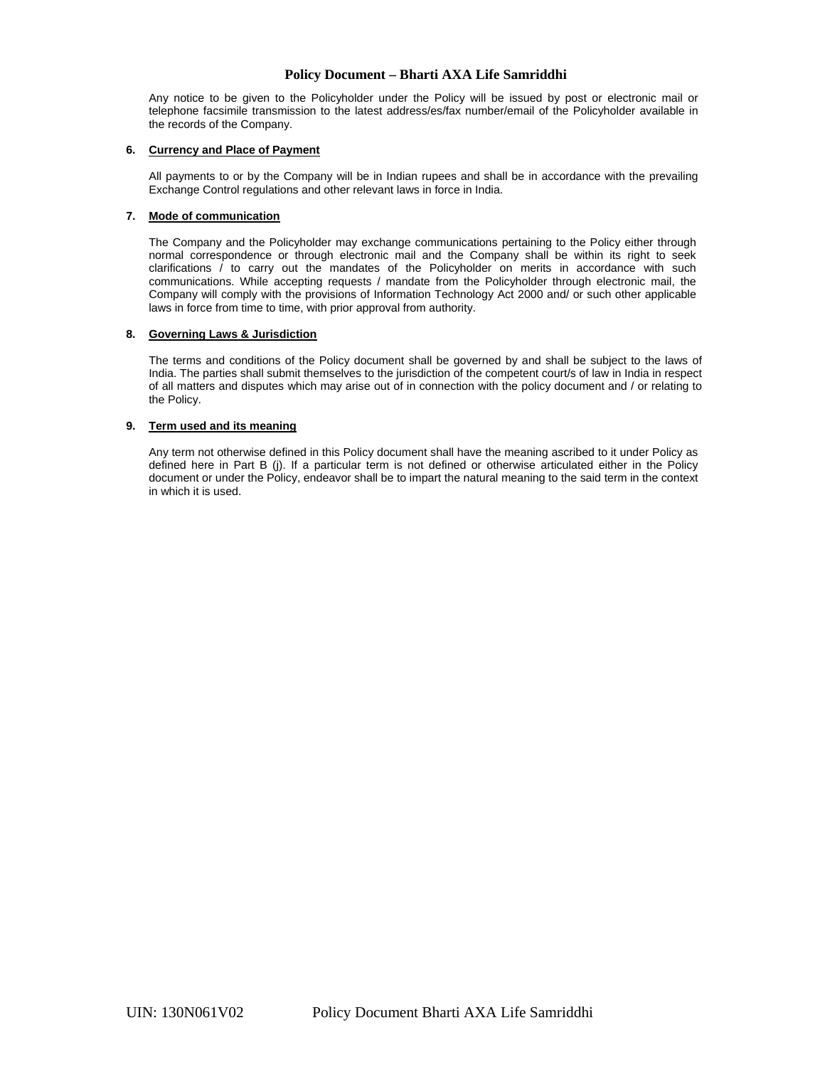Any notice to be given to the Policyholder under the Policy will be issued by post or electronic mail or telephone facsimile transmission to the latest address/es/fax number/email of the Policyholder available in the records of the Company.

**6. Currency and Place of Payment**

All payments to or by the Company will be in Indian rupees and shall be in accordance with the prevailing Exchange Control regulations and other relevant laws in force in India.

**7. Mode of communication**

The Company and the Policyholder may exchange communications pertaining to the Policy either through normal correspondence or through electronic mail and the Company shall be within its right to seek clarifications / to carry out the mandates of the Policyholder on merits in accordance with such communications. While accepting requests / mandate from the Policyholder through electronic mail, the Company will comply with the provisions of Information Technology Act 2000 and/ or such other applicable laws in force from time to time, with prior approval from authority.

**8. Governing Laws & Jurisdiction**

The terms and conditions of the Policy document shall be governed by and shall be subject to the laws of India. The parties shall submit themselves to the jurisdiction of the competent court/s of law in India in respect of all matters and disputes which may arise out of in connection with the policy document and / or relating to the Policy.

**9. Term used and its meaning**

Any term not otherwise defined in this Policy document shall have the meaning ascribed to it under Policy as defined here in Part B (j). If a particular term is not defined or otherwise articulated either in the Policy document or under the Policy, endeavor shall be to impart the natural meaning to the said term in the context in which it is used.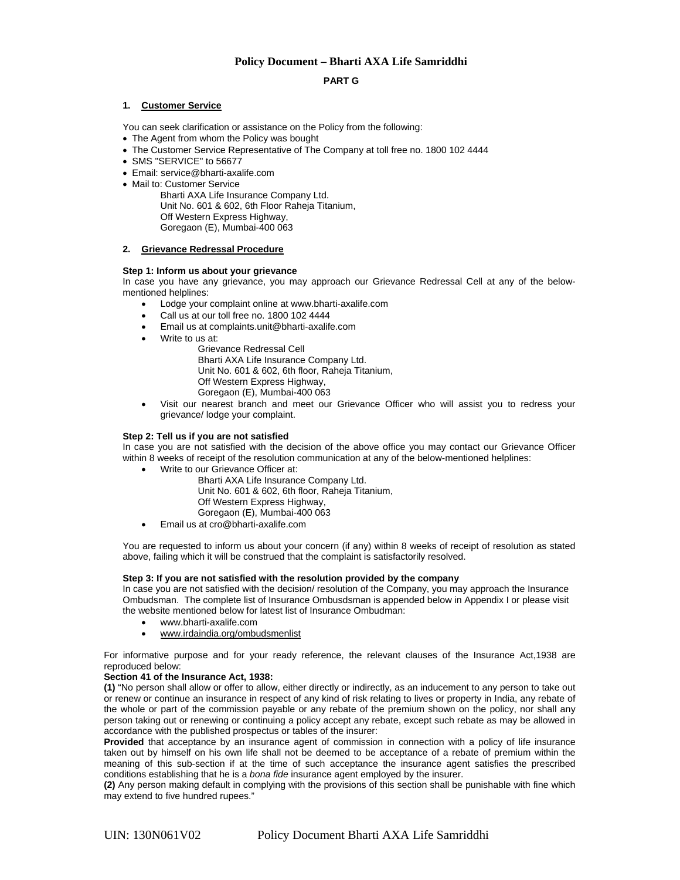# Policy Document – Bharti AXA Life Samriddhi

## PART G

### 1. Customer Service

You can seek clarification or assistance on the Policy from the following:

- The Agent from whom the Policy was bought
- The Customer Service Representative of The Company at toll free no. 1800 102 4444
- SMS "SERVICE" to 56677
- Email: service@bharti-axalife.com
- Mail to: Customer Service

  Bharti AXA Life Insurance Company Ltd.
  Unit No. 601 & 602, 6th Floor Raheja Titanium,
  Off Western Express Highway,
  Goregaon (E), Mumbai-400 063

### 2. Grievance Redressal Procedure

**Step 1: Inform us about your grievance**

In case you have any grievance, you may approach our Grievance Redressal Cell at any of the below-mentioned helplines:

- Lodge your complaint online at www.bharti-axalife.com
- Call us at our toll free no. 1800 102 4444
- Email us at complaints.unit@bharti-axalife.com
- Write to us at:

  Grievance Redressal Cell
  Bharti AXA Life Insurance Company Ltd.
  Unit No. 601 & 602, 6th floor, Raheja Titanium,
  Off Western Express Highway,
  Goregaon (E), Mumbai-400 063
- Visit our nearest branch and meet our Grievance Officer who will assist you to redress your grievance/ lodge your complaint.

**Step 2: Tell us if you are not satisfied**

In case you are not satisfied with the decision of the above office you may contact our Grievance Officer within 8 weeks of receipt of the resolution communication at any of the below-mentioned helplines:

- Write to our Grievance Officer at:

  Bharti AXA Life Insurance Company Ltd.
  Unit No. 601 & 602, 6th floor, Raheja Titanium,
  Off Western Express Highway,
  Goregaon (E), Mumbai-400 063
- Email us at cro@bharti-axalife.com

You are requested to inform us about your concern (if any) within 8 weeks of receipt of resolution as stated above, failing which it will be construed that the complaint is satisfactorily resolved.

**Step 3: If you are not satisfied with the resolution provided by the company**

In case you are not satisfied with the decision/ resolution of the Company, you may approach the Insurance Ombudsman. The complete list of Insurance Ombusdsman is appended below in Appendix I or please visit the website mentioned below for latest list of Insurance Ombudman:

- www.bharti-axalife.com
- www.irdaindia.org/ombudsmenlist

For informative purpose and for your ready reference, the relevant clauses of the Insurance Act,1938 are reproduced below:

**Section 41 of the Insurance Act, 1938:**

**(1)** "No person shall allow or offer to allow, either directly or indirectly, as an inducement to any person to take out or renew or continue an insurance in respect of any kind of risk relating to lives or property in India, any rebate of the whole or part of the commission payable or any rebate of the premium shown on the policy, nor shall any person taking out or renewing or continuing a policy accept any rebate, except such rebate as may be allowed in accordance with the published prospectus or tables of the insurer:

**Provided** that acceptance by an insurance agent of commission in connection with a policy of life insurance taken out by himself on his own life shall not be deemed to be acceptance of a rebate of premium within the meaning of this sub-section if at the time of such acceptance the insurance agent satisfies the prescribed conditions establishing that he is a *bona fide* insurance agent employed by the insurer.

**(2)** Any person making default in complying with the provisions of this section shall be punishable with fine which may extend to five hundred rupees."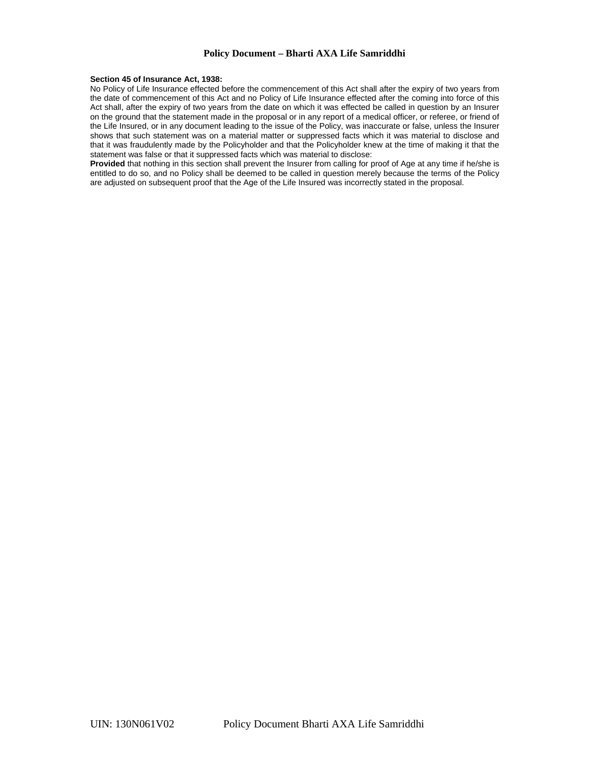**Section 45 of Insurance Act, 1938:**

No Policy of Life Insurance effected before the commencement of this Act shall after the expiry of two years from the date of commencement of this Act and no Policy of Life Insurance effected after the coming into force of this Act shall, after the expiry of two years from the date on which it was effected be called in question by an Insurer on the ground that the statement made in the proposal or in any report of a medical officer, or referee, or friend of the Life Insured, or in any document leading to the issue of the Policy, was inaccurate or false, unless the Insurer shows that such statement was on a material matter or suppressed facts which it was material to disclose and that it was fraudulently made by the Policyholder and that the Policyholder knew at the time of making it that the statement was false or that it suppressed facts which was material to disclose:

**Provided** that nothing in this section shall prevent the Insurer from calling for proof of Age at any time if he/she is entitled to do so, and no Policy shall be deemed to be called in question merely because the terms of the Policy are adjusted on subsequent proof that the Age of the Life Insured was incorrectly stated in the proposal.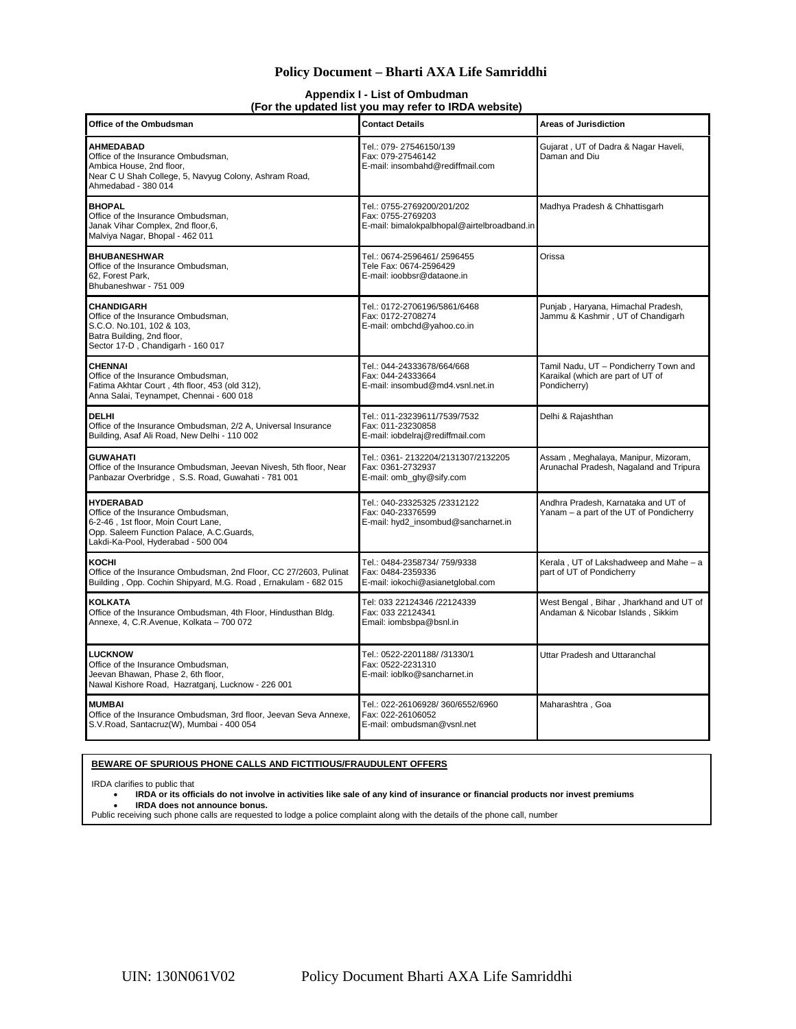# Policy Document – Bharti AXA Life Samriddhi

## Appendix I - List of Ombudman
**(For the updated list you may refer to IRDA website)**

| Office of the Ombudsman | Contact Details | Areas of Jurisdiction |
|---|---|---|
| **AHMEDABAD**<br>Office of the Insurance Ombudsman,<br>Ambica House, 2nd floor,<br>Near C U Shah College, 5, Navyug Colony, Ashram Road,<br>Ahmedabad - 380 014 | Tel.: 079- 27546150/139<br>Fax: 079-27546142<br>E-mail: insombahd@rediffmail.com | Gujarat , UT of Dadra & Nagar Haveli, Daman and Diu |
| **BHOPAL**<br>Office of the Insurance Ombudsman,<br>Janak Vihar Complex, 2nd floor,6,<br>Malviya Nagar, Bhopal - 462 011 | Tel.: 0755-2769200/201/202<br>Fax: 0755-2769203<br>E-mail: bimalokpalbhopal@airtelbroadband.in | Madhya Pradesh & Chhattisgarh |
| **BHUBANESHWAR**<br>Office of the Insurance Ombudsman,<br>62, Forest Park,<br>Bhubaneshwar - 751 009 | Tel.: 0674-2596461/ 2596455<br>Tele Fax: 0674-2596429<br>E-mail: ioobbsr@dataone.in | Orissa |
| **CHANDIGARH**<br>Office of the Insurance Ombudsman,<br>S.C.O. No.101, 102 & 103,<br>Batra Building, 2nd floor,<br>Sector 17-D , Chandigarh - 160 017 | Tel.: 0172-2706196/5861/6468<br>Fax: 0172-2708274<br>E-mail: ombchd@yahoo.co.in | Punjab , Haryana, Himachal Pradesh, Jammu & Kashmir , UT of Chandigarh |
| **CHENNAI**<br>Office of the Insurance Ombudsman,<br>Fatima Akhtar Court , 4th floor, 453 (old 312),<br>Anna Salai, Teynampet, Chennai - 600 018 | Tel.: 044-24333678/664/668<br>Fax: 044-24333664<br>E-mail: insombud@md4.vsnl.net.in | Tamil Nadu, UT – Pondicherry Town and Karaikal (which are part of UT of Pondicherry) |
| **DELHI**<br>Office of the Insurance Ombudsman, 2/2 A, Universal Insurance Building, Asaf Ali Road, New Delhi - 110 002 | Tel.: 011-23239611/7539/7532<br>Fax: 011-23230858<br>E-mail: iobdelraj@rediffmail.com | Delhi & Rajashthan |
| **GUWAHATI**<br>Office of the Insurance Ombudsman, Jeevan Nivesh, 5th floor, Near Panbazar Overbridge , S.S. Road, Guwahati - 781 001 | Tel.: 0361- 2132204/2131307/2132205<br>Fax: 0361-2732937<br>E-mail: omb_ghy@sify.com | Assam , Meghalaya, Manipur, Mizoram, Arunachal Pradesh, Nagaland and Tripura |
| **HYDERABAD**<br>Office of the Insurance Ombudsman,<br>6-2-46 , 1st floor, Moin Court Lane,<br>Opp. Saleem Function Palace, A.C.Guards,<br>Lakdi-Ka-Pool, Hyderabad - 500 004 | Tel.: 040-23325325 /23312122<br>Fax: 040-23376599<br>E-mail: hyd2_insombud@sancharnet.in | Andhra Pradesh, Karnataka and UT of Yanam – a part of the UT of Pondicherry |
| **KOCHI**<br>Office of the Insurance Ombudsman, 2nd Floor, CC 27/2603, Pulinat Building , Opp. Cochin Shipyard, M.G. Road , Ernakulam - 682 015 | Tel.: 0484-2358734/ 759/9338<br>Fax: 0484-2359336<br>E-mail: iokochi@asianetglobal.com | Kerala , UT of Lakshadweep and Mahe – a part of UT of Pondicherry |
| **KOLKATA**<br>Office of the Insurance Ombudsman, 4th Floor, Hindusthan Bldg. Annexe, 4, C.R.Avenue, Kolkata – 700 072 | Tel: 033 22124346 /22124339<br>Fax: 033 22124341<br>Email: iombsbpa@bsnl.in | West Bengal , Bihar , Jharkhand and UT of Andaman & Nicobar Islands , Sikkim |
| **LUCKNOW**<br>Office of the Insurance Ombudsman,<br>Jeevan Bhawan, Phase 2, 6th floor,<br>Nawal Kishore Road, Hazratganj, Lucknow - 226 001 | Tel.: 0522-2201188/ /31330/1<br>Fax: 0522-2231310<br>E-mail: ioblko@sancharnet.in | Uttar Pradesh and Uttaranchal |
| **MUMBAI**<br>Office of the Insurance Ombudsman, 3rd floor, Jeevan Seva Annexe, S.V.Road, Santacruz(W), Mumbai - 400 054 | Tel.: 022-26106928/ 360/6552/6960<br>Fax: 022-26106052<br>E-mail: ombudsman@vsnl.net | Maharashtra , Goa |

**BEWARE OF SPURIOUS PHONE CALLS AND FICTITIOUS/FRAUDULENT OFFERS**

IRDA clarifies to public that

- **IRDA or its officials do not involve in activities like sale of any kind of insurance or financial products nor invest premiums**
- **IRDA does not announce bonus.**

Public receiving such phone calls are requested to lodge a police complaint along with the details of the phone call, number

UIN: 130N061V02 Policy Document Bharti AXA Life Samriddhi